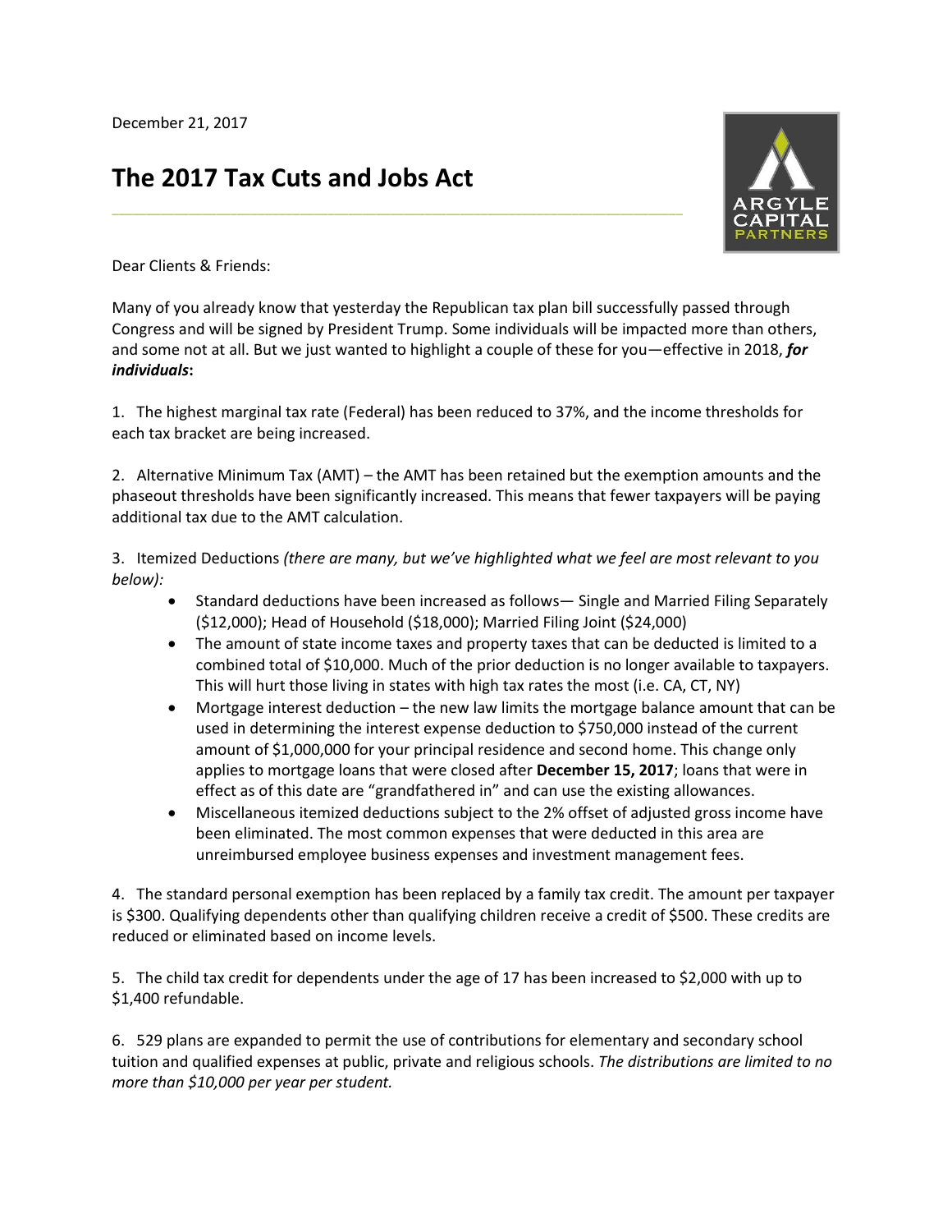December 21, 2017

# The 2017 Tax Cuts and Jobs Act

Dear Clients & Friends:

Many of you already know that yesterday the Republican tax plan bill successfully passed through Congress and will be signed by President Trump. Some individuals will be impacted more than others, and some not at all. But we just wanted to highlight a couple of these for you—effective in 2018, ***for individuals*:**

1. The highest marginal tax rate (Federal) has been reduced to 37%, and the income thresholds for each tax bracket are being increased.

2. Alternative Minimum Tax (AMT) – the AMT has been retained but the exemption amounts and the phaseout thresholds have been significantly increased. This means that fewer taxpayers will be paying additional tax due to the AMT calculation.

3. Itemized Deductions *(there are many, but we've highlighted what we feel are most relevant to you below):*
   - Standard deductions have been increased as follows— Single and Married Filing Separately ($12,000); Head of Household ($18,000); Married Filing Joint ($24,000)
   - The amount of state income taxes and property taxes that can be deducted is limited to a combined total of $10,000. Much of the prior deduction is no longer available to taxpayers. This will hurt those living in states with high tax rates the most (i.e. CA, CT, NY)
   - Mortgage interest deduction – the new law limits the mortgage balance amount that can be used in determining the interest expense deduction to $750,000 instead of the current amount of $1,000,000 for your principal residence and second home. This change only applies to mortgage loans that were closed after **December 15, 2017**; loans that were in effect as of this date are "grandfathered in" and can use the existing allowances.
   - Miscellaneous itemized deductions subject to the 2% offset of adjusted gross income have been eliminated. The most common expenses that were deducted in this area are unreimbursed employee business expenses and investment management fees.

4. The standard personal exemption has been replaced by a family tax credit. The amount per taxpayer is $300. Qualifying dependents other than qualifying children receive a credit of $500. These credits are reduced or eliminated based on income levels.

5. The child tax credit for dependents under the age of 17 has been increased to $2,000 with up to $1,400 refundable.

6. 529 plans are expanded to permit the use of contributions for elementary and secondary school tuition and qualified expenses at public, private and religious schools. *The distributions are limited to no more than $10,000 per year per student.*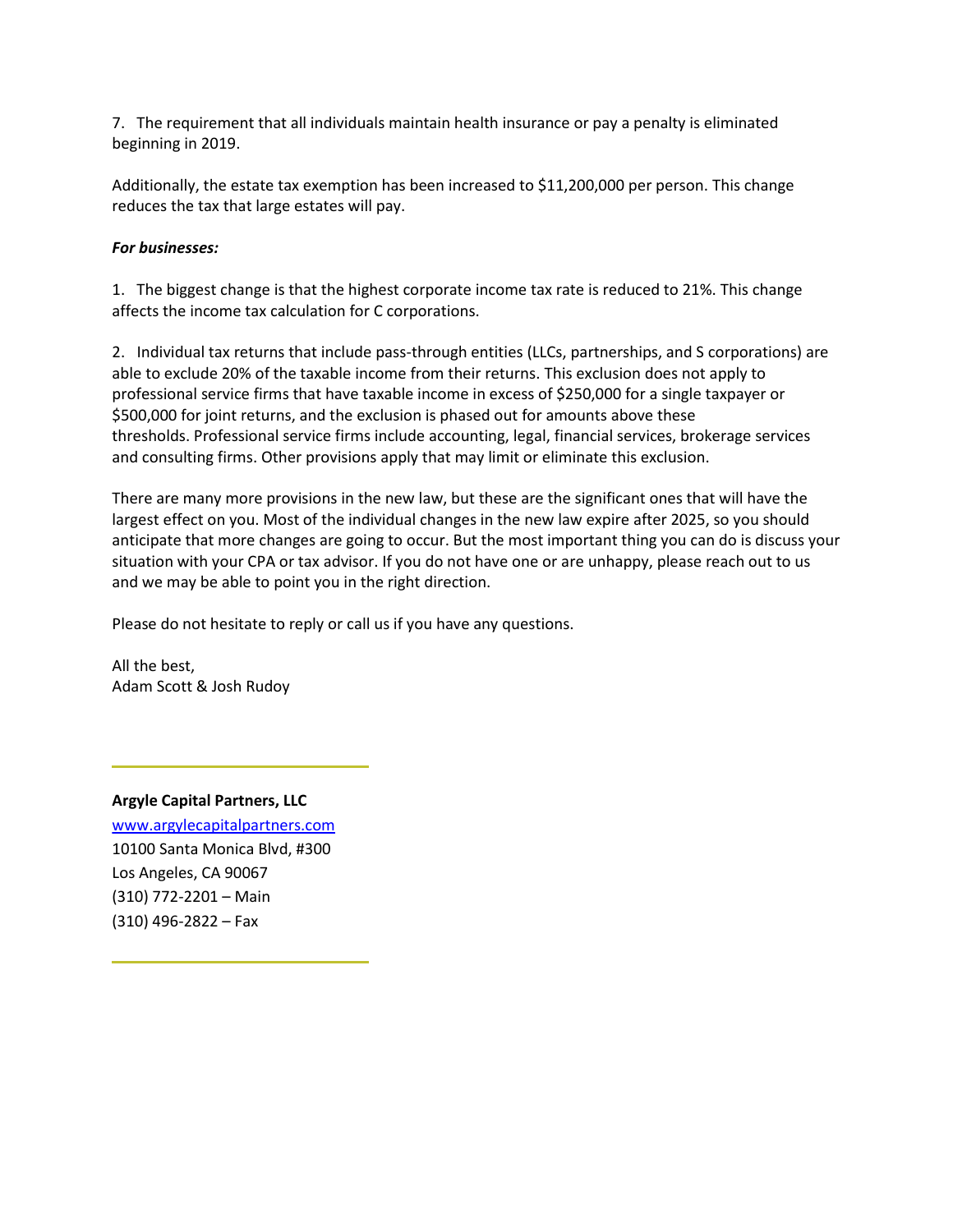7. The requirement that all individuals maintain health insurance or pay a penalty is eliminated beginning in 2019.

Additionally, the estate tax exemption has been increased to $11,200,000 per person. This change reduces the tax that large estates will pay.

***For businesses:***

1. The biggest change is that the highest corporate income tax rate is reduced to 21%. This change affects the income tax calculation for C corporations.

2. Individual tax returns that include pass-through entities (LLCs, partnerships, and S corporations) are able to exclude 20% of the taxable income from their returns. This exclusion does not apply to professional service firms that have taxable income in excess of $250,000 for a single taxpayer or $500,000 for joint returns, and the exclusion is phased out for amounts above these thresholds. Professional service firms include accounting, legal, financial services, brokerage services and consulting firms. Other provisions apply that may limit or eliminate this exclusion.

There are many more provisions in the new law, but these are the significant ones that will have the largest effect on you. Most of the individual changes in the new law expire after 2025, so you should anticipate that more changes are going to occur. But the most important thing you can do is discuss your situation with your CPA or tax advisor. If you do not have one or are unhappy, please reach out to us and we may be able to point you in the right direction.

Please do not hesitate to reply or call us if you have any questions.

All the best,
Adam Scott & Josh Rudoy

---

**Argyle Capital Partners, LLC**
[www.argylecapitalpartners.com](http://www.argylecapitalpartners.com)
10100 Santa Monica Blvd, #300
Los Angeles, CA 90067
(310) 772-2201 – Main
(310) 496-2822 – Fax

---